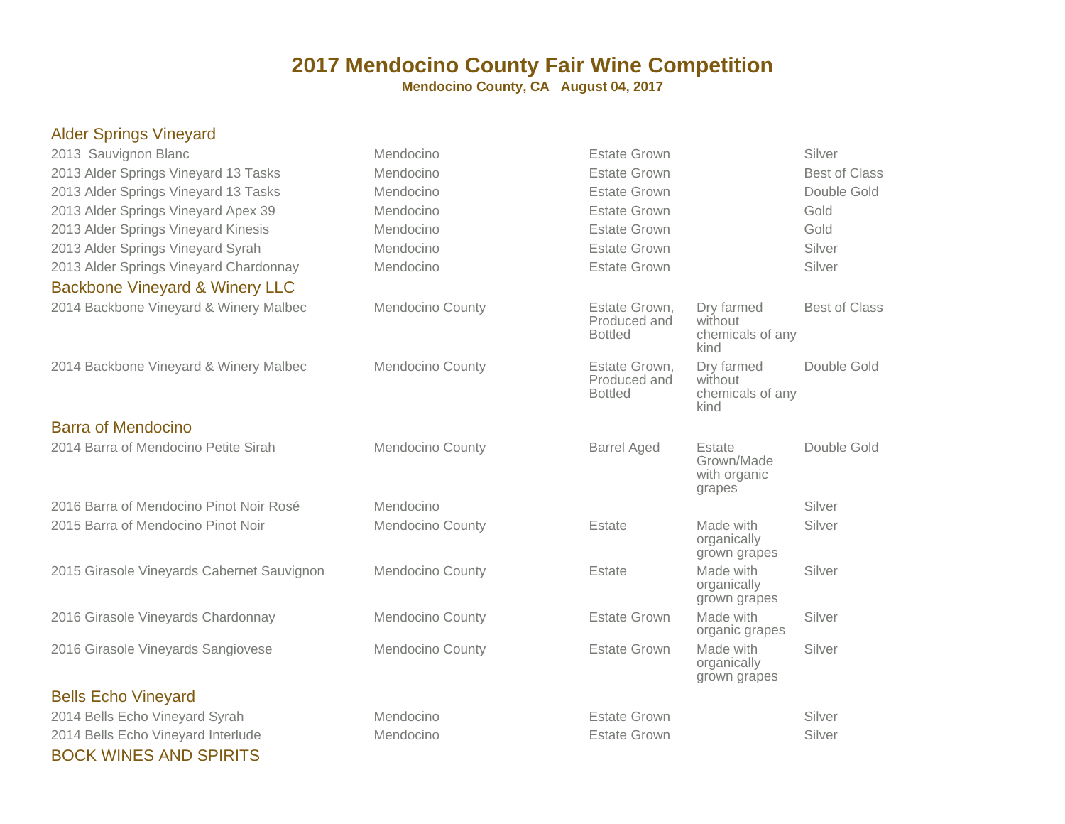# 2017 Mendocino County Fair Wine Competition

**Mendocino County, CA   August 04, 2017**

## Alder Springs Vineyard

| | | | | |
|---|---|---|---|---|
| 2013  Sauvignon Blanc | Mendocino | Estate Grown | | Silver |
| 2013 Alder Springs Vineyard 13 Tasks | Mendocino | Estate Grown | | Best of Class |
| 2013 Alder Springs Vineyard 13 Tasks | Mendocino | Estate Grown | | Double Gold |
| 2013 Alder Springs Vineyard Apex 39 | Mendocino | Estate Grown | | Gold |
| 2013 Alder Springs Vineyard Kinesis | Mendocino | Estate Grown | | Gold |
| 2013 Alder Springs Vineyard Syrah | Mendocino | Estate Grown | | Silver |
| 2013 Alder Springs Vineyard Chardonnay | Mendocino | Estate Grown | | Silver |

## Backbone Vineyard & Winery LLC

| | | | | |
|---|---|---|---|---|
| 2014 Backbone Vineyard & Winery Malbec | Mendocino County | Estate Grown, Produced and Bottled | Dry farmed without chemicals of any kind | Best of Class |
| 2014 Backbone Vineyard & Winery Malbec | Mendocino County | Estate Grown, Produced and Bottled | Dry farmed without chemicals of any kind | Double Gold |

## Barra of Mendocino

| | | | | |
|---|---|---|---|---|
| 2014 Barra of Mendocino Petite Sirah | Mendocino County | Barrel Aged | Estate Grown/Made with organic grapes | Double Gold |
| 2016 Barra of Mendocino Pinot Noir Rosé | Mendocino | | | Silver |
| 2015 Barra of Mendocino Pinot Noir | Mendocino County | Estate | Made with organically grown grapes | Silver |
| 2015 Girasole Vineyards Cabernet Sauvignon | Mendocino County | Estate | Made with organically grown grapes | Silver |
| 2016 Girasole Vineyards Chardonnay | Mendocino County | Estate Grown | Made with organic grapes | Silver |
| 2016 Girasole Vineyards Sangiovese | Mendocino County | Estate Grown | Made with organically grown grapes | Silver |

## Bells Echo Vineyard

| | | | | |
|---|---|---|---|---|
| 2014 Bells Echo Vineyard Syrah | Mendocino | Estate Grown | | Silver |
| 2014 Bells Echo Vineyard Interlude | Mendocino | Estate Grown | | Silver |

## BOCK WINES AND SPIRITS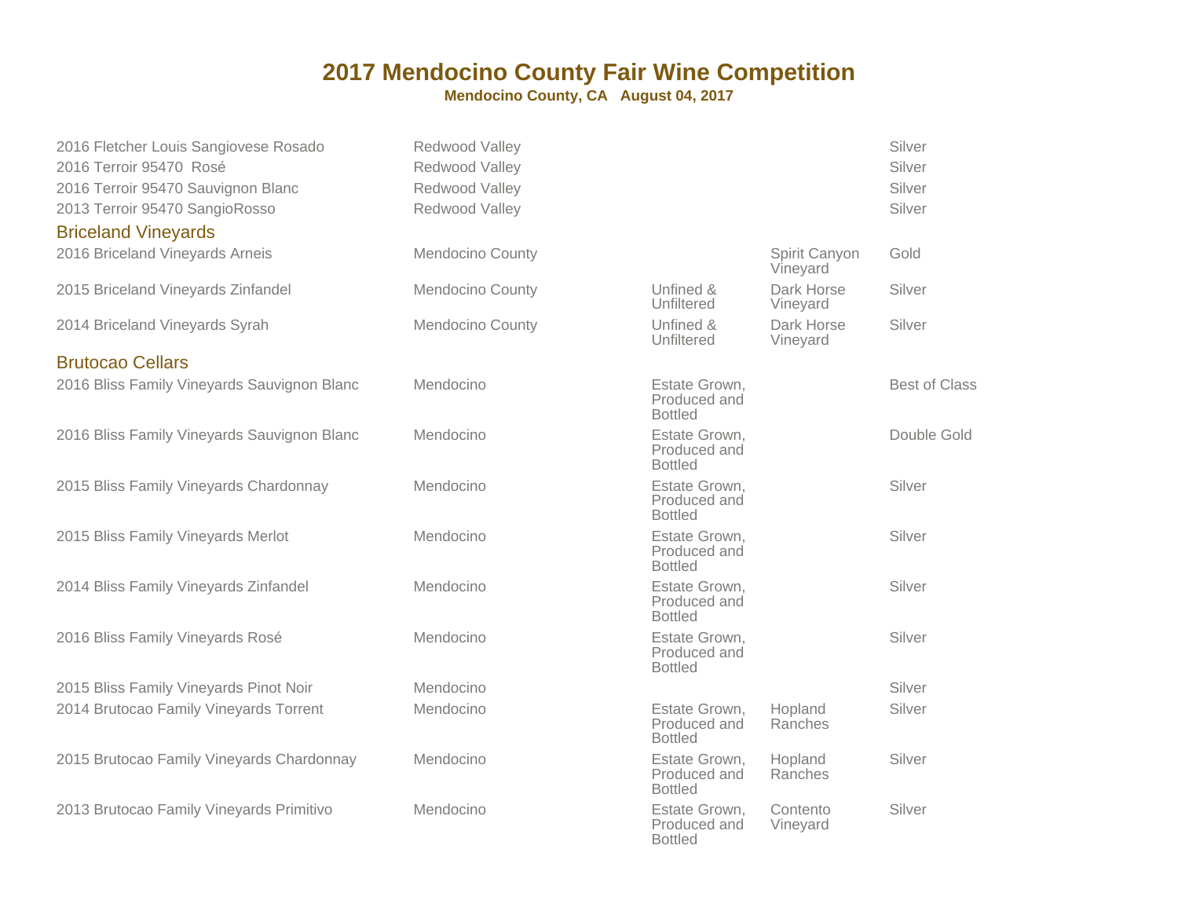# 2017 Mendocino County Fair Wine Competition

**Mendocino County, CA August 04, 2017**

| Wine | Appellation | Notes | Vineyard | Award |
|---|---|---|---|---|
| 2016 Fletcher Louis Sangiovese Rosado | Redwood Valley | | | Silver |
| 2016 Terroir 95470 Rosé | Redwood Valley | | | Silver |
| 2016 Terroir 95470 Sauvignon Blanc | Redwood Valley | | | Silver |
| 2013 Terroir 95470 SangioRosso | Redwood Valley | | | Silver |

## Briceland Vineyards

| Wine | Appellation | Notes | Vineyard | Award |
|---|---|---|---|---|
| 2016 Briceland Vineyards Arneis | Mendocino County | | Spirit Canyon Vineyard | Gold |
| 2015 Briceland Vineyards Zinfandel | Mendocino County | Unfined & Unfiltered | Dark Horse Vineyard | Silver |
| 2014 Briceland Vineyards Syrah | Mendocino County | Unfined & Unfiltered | Dark Horse Vineyard | Silver |

## Brutocao Cellars

| Wine | Appellation | Notes | Vineyard | Award |
|---|---|---|---|---|
| 2016 Bliss Family Vineyards Sauvignon Blanc | Mendocino | Estate Grown, Produced and Bottled | | Best of Class |
| 2016 Bliss Family Vineyards Sauvignon Blanc | Mendocino | Estate Grown, Produced and Bottled | | Double Gold |
| 2015 Bliss Family Vineyards Chardonnay | Mendocino | Estate Grown, Produced and Bottled | | Silver |
| 2015 Bliss Family Vineyards Merlot | Mendocino | Estate Grown, Produced and Bottled | | Silver |
| 2014 Bliss Family Vineyards Zinfandel | Mendocino | Estate Grown, Produced and Bottled | | Silver |
| 2016 Bliss Family Vineyards Rosé | Mendocino | Estate Grown, Produced and Bottled | | Silver |
| 2015 Bliss Family Vineyards Pinot Noir | Mendocino | | | Silver |
| 2014 Brutocao Family Vineyards Torrent | Mendocino | Estate Grown, Produced and Bottled | Hopland Ranches | Silver |
| 2015 Brutocao Family Vineyards Chardonnay | Mendocino | Estate Grown, Produced and Bottled | Hopland Ranches | Silver |
| 2013 Brutocao Family Vineyards Primitivo | Mendocino | Estate Grown, Produced and Bottled | Contento Vineyard | Silver |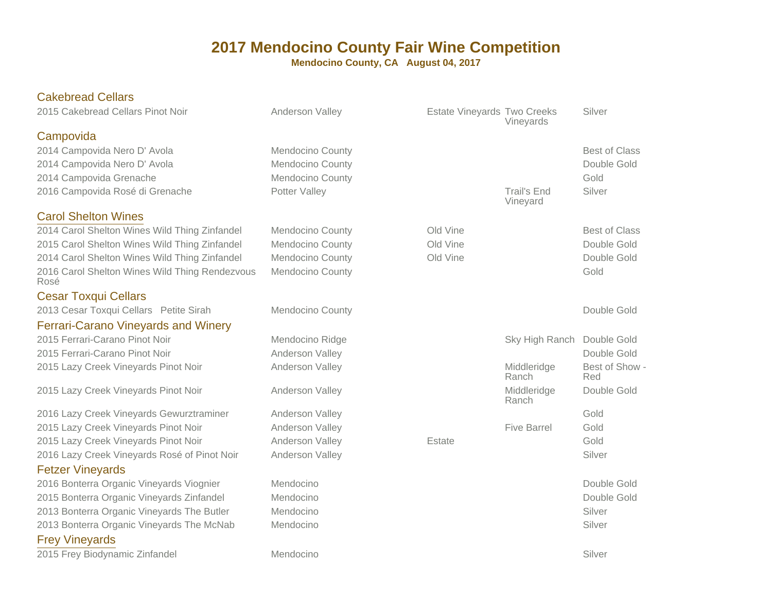# 2017 Mendocino County Fair Wine Competition

**Mendocino County, CA August 04, 2017**

## Cakebread Cellars

| Wine | Appellation | Designation | Vineyard | Award |
|---|---|---|---|---|
| 2015 Cakebread Cellars Pinot Noir | Anderson Valley | Estate Vineyards | Two Creeks Vineyards | Silver |

## Campovida

| Wine | Appellation | Designation | Vineyard | Award |
|---|---|---|---|---|
| 2014 Campovida Nero D' Avola | Mendocino County | | | Best of Class |
| 2014 Campovida Nero D' Avola | Mendocino County | | | Double Gold |
| 2014 Campovida Grenache | Mendocino County | | | Gold |
| 2016 Campovida Rosé di Grenache | Potter Valley | | Trail's End Vineyard | Silver |

## Carol Shelton Wines

| Wine | Appellation | Designation | Vineyard | Award |
|---|---|---|---|---|
| 2014 Carol Shelton Wines Wild Thing Zinfandel | Mendocino County | Old Vine | | Best of Class |
| 2015 Carol Shelton Wines Wild Thing Zinfandel | Mendocino County | Old Vine | | Double Gold |
| 2014 Carol Shelton Wines Wild Thing Zinfandel | Mendocino County | Old Vine | | Double Gold |
| 2016 Carol Shelton Wines Wild Thing Rendezvous Rosé | Mendocino County | | | Gold |

## Cesar Toxqui Cellars

| Wine | Appellation | Designation | Vineyard | Award |
|---|---|---|---|---|
| 2013 Cesar Toxqui Cellars Petite Sirah | Mendocino County | | | Double Gold |

## Ferrari-Carano Vineyards and Winery

| Wine | Appellation | Designation | Vineyard | Award |
|---|---|---|---|---|
| 2015 Ferrari-Carano Pinot Noir | Mendocino Ridge | | Sky High Ranch | Double Gold |
| 2015 Ferrari-Carano Pinot Noir | Anderson Valley | | | Double Gold |
| 2015 Lazy Creek Vineyards Pinot Noir | Anderson Valley | | Middleridge Ranch | Best of Show - Red |
| 2015 Lazy Creek Vineyards Pinot Noir | Anderson Valley | | Middleridge Ranch | Double Gold |
| 2016 Lazy Creek Vineyards Gewurztraminer | Anderson Valley | | | Gold |
| 2015 Lazy Creek Vineyards Pinot Noir | Anderson Valley | | Five Barrel | Gold |
| 2015 Lazy Creek Vineyards Pinot Noir | Anderson Valley | Estate | | Gold |
| 2016 Lazy Creek Vineyards Rosé of Pinot Noir | Anderson Valley | | | Silver |

## Fetzer Vineyards

| Wine | Appellation | Designation | Vineyard | Award |
|---|---|---|---|---|
| 2016 Bonterra Organic Vineyards Viognier | Mendocino | | | Double Gold |
| 2015 Bonterra Organic Vineyards Zinfandel | Mendocino | | | Double Gold |
| 2013 Bonterra Organic Vineyards The Butler | Mendocino | | | Silver |
| 2013 Bonterra Organic Vineyards The McNab | Mendocino | | | Silver |

## Frey Vineyards

| Wine | Appellation | Designation | Vineyard | Award |
|---|---|---|---|---|
| 2015 Frey Biodynamic Zinfandel | Mendocino | | | Silver |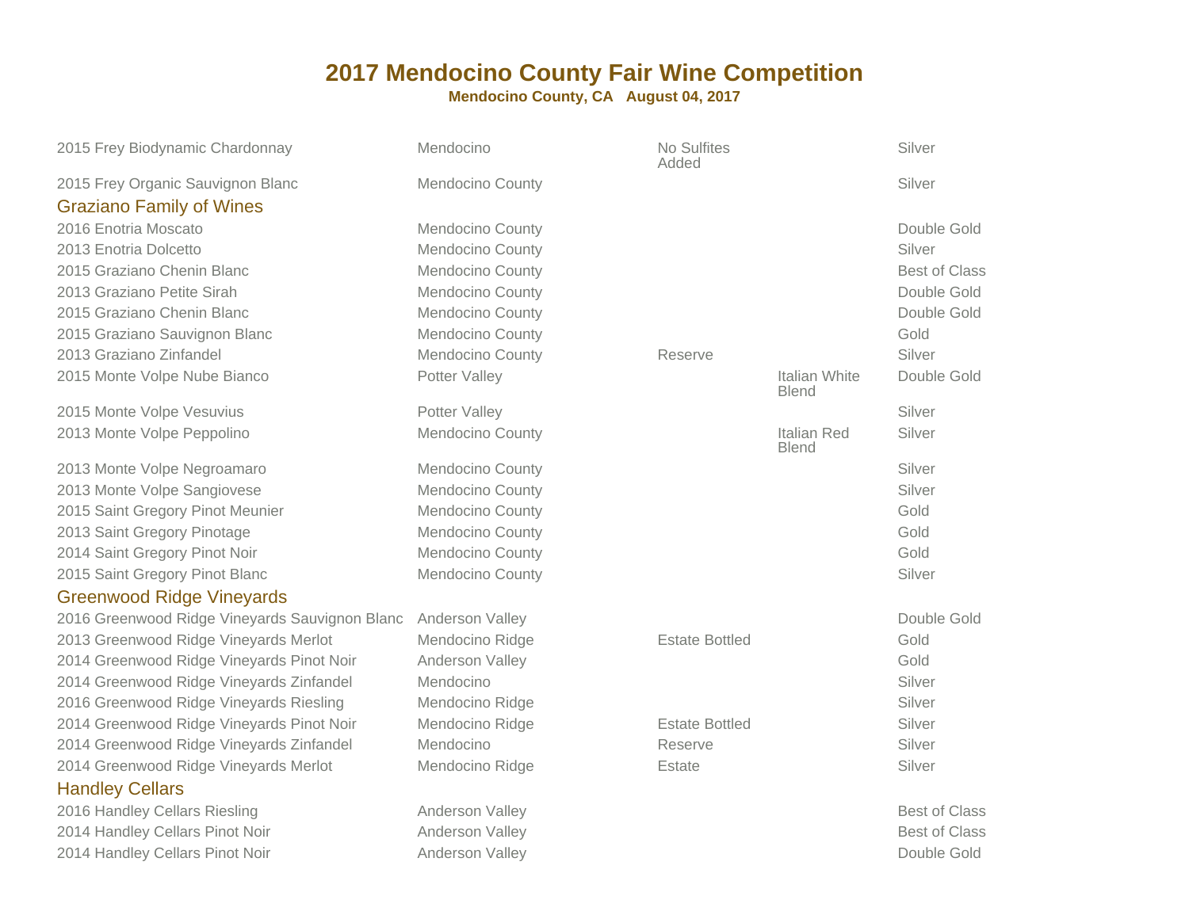# 2017 Mendocino County Fair Wine Competition

**Mendocino County, CA   August 04, 2017**

| Wine | Appellation | Designation | Type | Award |
|---|---|---|---|---|
| 2015 Frey Biodynamic Chardonnay | Mendocino | No Sulfites Added | | Silver |
| 2015 Frey Organic Sauvignon Blanc | Mendocino County | | | Silver |
| **Graziano Family of Wines** | | | | |
| 2016 Enotria Moscato | Mendocino County | | | Double Gold |
| 2013 Enotria Dolcetto | Mendocino County | | | Silver |
| 2015 Graziano Chenin Blanc | Mendocino County | | | Best of Class |
| 2013 Graziano Petite Sirah | Mendocino County | | | Double Gold |
| 2015 Graziano Chenin Blanc | Mendocino County | | | Double Gold |
| 2015 Graziano Sauvignon Blanc | Mendocino County | | | Gold |
| 2013 Graziano Zinfandel | Mendocino County | Reserve | | Silver |
| 2015 Monte Volpe Nube Bianco | Potter Valley | | Italian White Blend | Double Gold |
| 2015 Monte Volpe Vesuvius | Potter Valley | | | Silver |
| 2013 Monte Volpe Peppolino | Mendocino County | | Italian Red Blend | Silver |
| 2013 Monte Volpe Negroamaro | Mendocino County | | | Silver |
| 2013 Monte Volpe Sangiovese | Mendocino County | | | Silver |
| 2015 Saint Gregory Pinot Meunier | Mendocino County | | | Gold |
| 2013 Saint Gregory Pinotage | Mendocino County | | | Gold |
| 2014 Saint Gregory Pinot Noir | Mendocino County | | | Gold |
| 2015 Saint Gregory Pinot Blanc | Mendocino County | | | Silver |
| **Greenwood Ridge Vineyards** | | | | |
| 2016 Greenwood Ridge Vineyards Sauvignon Blanc | Anderson Valley | | | Double Gold |
| 2013 Greenwood Ridge Vineyards Merlot | Mendocino Ridge | Estate Bottled | | Gold |
| 2014 Greenwood Ridge Vineyards Pinot Noir | Anderson Valley | | | Gold |
| 2014 Greenwood Ridge Vineyards Zinfandel | Mendocino | | | Silver |
| 2016 Greenwood Ridge Vineyards Riesling | Mendocino Ridge | | | Silver |
| 2014 Greenwood Ridge Vineyards Pinot Noir | Mendocino Ridge | Estate Bottled | | Silver |
| 2014 Greenwood Ridge Vineyards Zinfandel | Mendocino | Reserve | | Silver |
| 2014 Greenwood Ridge Vineyards Merlot | Mendocino Ridge | Estate | | Silver |
| **Handley Cellars** | | | | |
| 2016 Handley Cellars Riesling | Anderson Valley | | | Best of Class |
| 2014 Handley Cellars Pinot Noir | Anderson Valley | | | Best of Class |
| 2014 Handley Cellars Pinot Noir | Anderson Valley | | | Double Gold |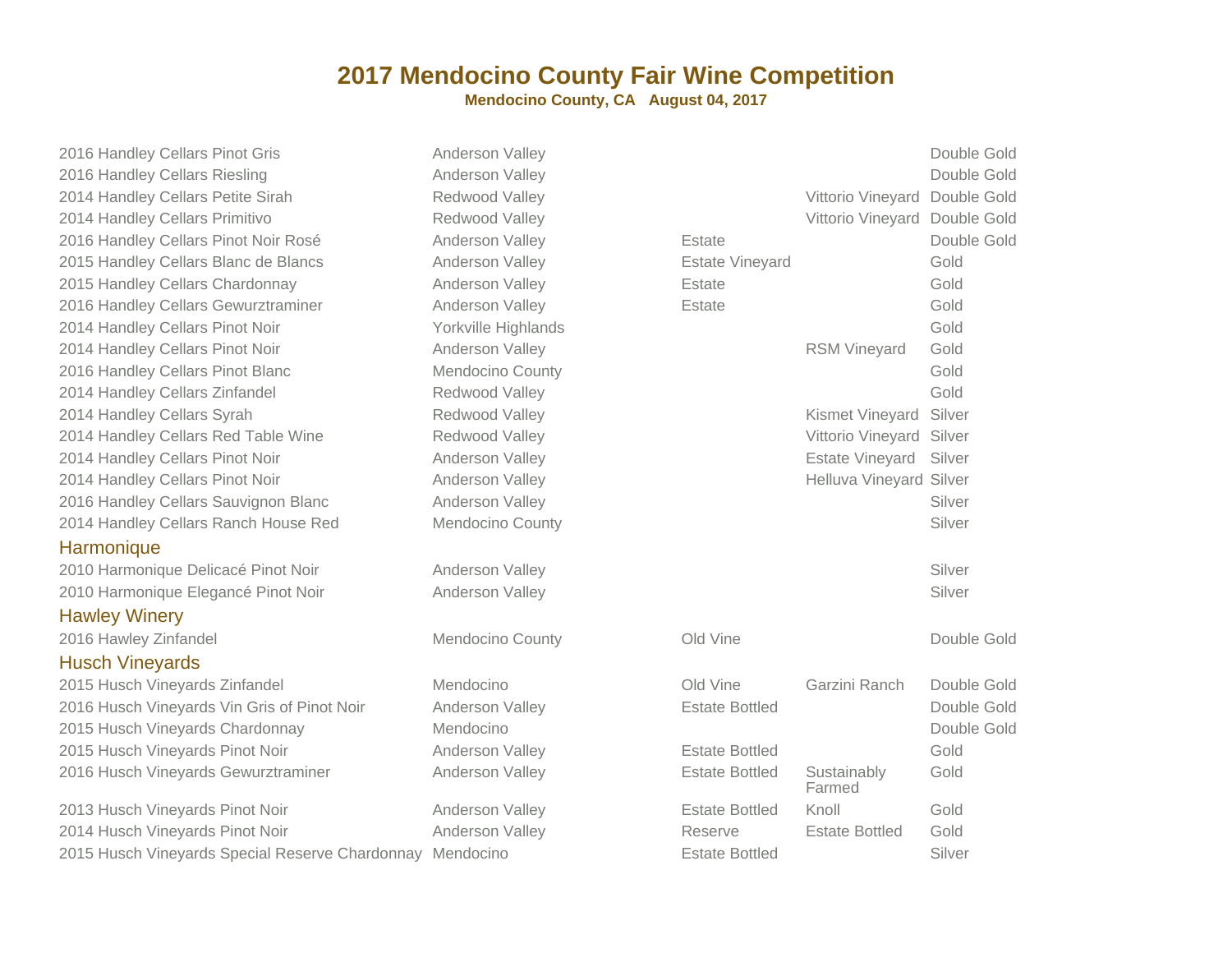# 2017 Mendocino County Fair Wine Competition

**Mendocino County, CA   August 04, 2017**

| Wine | Appellation | Designation | Vineyard | Award |
|---|---|---|---|---|
| 2016 Handley Cellars Pinot Gris | Anderson Valley | | | Double Gold |
| 2016 Handley Cellars Riesling | Anderson Valley | | | Double Gold |
| 2014 Handley Cellars Petite Sirah | Redwood Valley | | Vittorio Vineyard | Double Gold |
| 2014 Handley Cellars Primitivo | Redwood Valley | | Vittorio Vineyard | Double Gold |
| 2016 Handley Cellars Pinot Noir Rosé | Anderson Valley | Estate | | Double Gold |
| 2015 Handley Cellars Blanc de Blancs | Anderson Valley | Estate Vineyard | | Gold |
| 2015 Handley Cellars Chardonnay | Anderson Valley | Estate | | Gold |
| 2016 Handley Cellars Gewurztraminer | Anderson Valley | Estate | | Gold |
| 2014 Handley Cellars Pinot Noir | Yorkville Highlands | | | Gold |
| 2014 Handley Cellars Pinot Noir | Anderson Valley | | RSM Vineyard | Gold |
| 2016 Handley Cellars Pinot Blanc | Mendocino County | | | Gold |
| 2014 Handley Cellars Zinfandel | Redwood Valley | | | Gold |
| 2014 Handley Cellars Syrah | Redwood Valley | | Kismet Vineyard | Silver |
| 2014 Handley Cellars Red Table Wine | Redwood Valley | | Vittorio Vineyard | Silver |
| 2014 Handley Cellars Pinot Noir | Anderson Valley | | Estate Vineyard | Silver |
| 2014 Handley Cellars Pinot Noir | Anderson Valley | | Helluva Vineyard | Silver |
| 2016 Handley Cellars Sauvignon Blanc | Anderson Valley | | | Silver |
| 2014 Handley Cellars Ranch House Red | Mendocino County | | | Silver |

## Harmonique

| Wine | Appellation | Designation | Vineyard | Award |
|---|---|---|---|---|
| 2010 Harmonique Delicacé Pinot Noir | Anderson Valley | | | Silver |
| 2010 Harmonique Elegancé Pinot Noir | Anderson Valley | | | Silver |

## Hawley Winery

| Wine | Appellation | Designation | Vineyard | Award |
|---|---|---|---|---|
| 2016 Hawley Zinfandel | Mendocino County | Old Vine | | Double Gold |

## Husch Vineyards

| Wine | Appellation | Designation | Vineyard | Award |
|---|---|---|---|---|
| 2015 Husch Vineyards Zinfandel | Mendocino | Old Vine | Garzini Ranch | Double Gold |
| 2016 Husch Vineyards Vin Gris of Pinot Noir | Anderson Valley | Estate Bottled | | Double Gold |
| 2015 Husch Vineyards Chardonnay | Mendocino | | | Double Gold |
| 2015 Husch Vineyards Pinot Noir | Anderson Valley | Estate Bottled | | Gold |
| 2016 Husch Vineyards Gewurztraminer | Anderson Valley | Estate Bottled | Sustainably Farmed | Gold |
| 2013 Husch Vineyards Pinot Noir | Anderson Valley | Estate Bottled | Knoll | Gold |
| 2014 Husch Vineyards Pinot Noir | Anderson Valley | Reserve | Estate Bottled | Gold |
| 2015 Husch Vineyards Special Reserve Chardonnay | Mendocino | Estate Bottled | | Silver |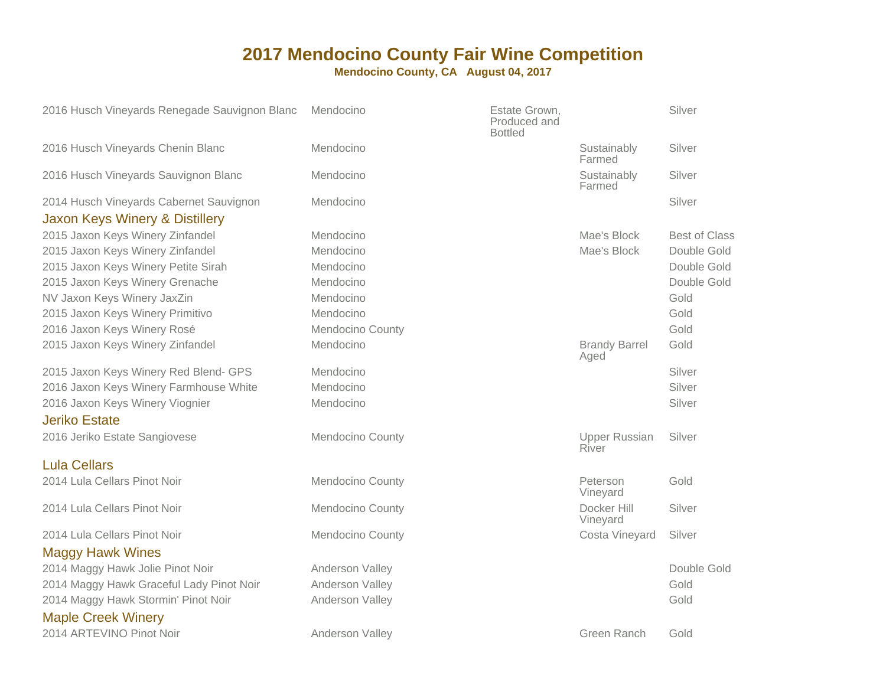# 2017 Mendocino County Fair Wine Competition

**Mendocino County, CA   August 04, 2017**

| Wine | Appellation | | Designation | Award |
|---|---|---|---|---|
| 2016 Husch Vineyards Renegade Sauvignon Blanc | Mendocino | Estate Grown, Produced and Bottled | | Silver |
| 2016 Husch Vineyards Chenin Blanc | Mendocino | | Sustainably Farmed | Silver |
| 2016 Husch Vineyards Sauvignon Blanc | Mendocino | | Sustainably Farmed | Silver |
| 2014 Husch Vineyards Cabernet Sauvignon | Mendocino | | | Silver |
| **Jaxon Keys Winery & Distillery** | | | | |
| 2015 Jaxon Keys Winery Zinfandel | Mendocino | | Mae's Block | Best of Class |
| 2015 Jaxon Keys Winery Zinfandel | Mendocino | | Mae's Block | Double Gold |
| 2015 Jaxon Keys Winery Petite Sirah | Mendocino | | | Double Gold |
| 2015 Jaxon Keys Winery Grenache | Mendocino | | | Double Gold |
| NV Jaxon Keys Winery JaxZin | Mendocino | | | Gold |
| 2015 Jaxon Keys Winery Primitivo | Mendocino | | | Gold |
| 2016 Jaxon Keys Winery Rosé | Mendocino County | | | Gold |
| 2015 Jaxon Keys Winery Zinfandel | Mendocino | | Brandy Barrel Aged | Gold |
| 2015 Jaxon Keys Winery Red Blend- GPS | Mendocino | | | Silver |
| 2016 Jaxon Keys Winery Farmhouse White | Mendocino | | | Silver |
| 2016 Jaxon Keys Winery Viognier | Mendocino | | | Silver |
| **Jeriko Estate** | | | | |
| 2016 Jeriko Estate Sangiovese | Mendocino County | | Upper Russian River | Silver |
| **Lula Cellars** | | | | |
| 2014 Lula Cellars Pinot Noir | Mendocino County | | Peterson Vineyard | Gold |
| 2014 Lula Cellars Pinot Noir | Mendocino County | | Docker Hill Vineyard | Silver |
| 2014 Lula Cellars Pinot Noir | Mendocino County | | Costa Vineyard | Silver |
| **Maggy Hawk Wines** | | | | |
| 2014 Maggy Hawk Jolie Pinot Noir | Anderson Valley | | | Double Gold |
| 2014 Maggy Hawk Graceful Lady Pinot Noir | Anderson Valley | | | Gold |
| 2014 Maggy Hawk Stormin' Pinot Noir | Anderson Valley | | | Gold |
| **Maple Creek Winery** | | | | |
| 2014 ARTEVINO Pinot Noir | Anderson Valley | | Green Ranch | Gold |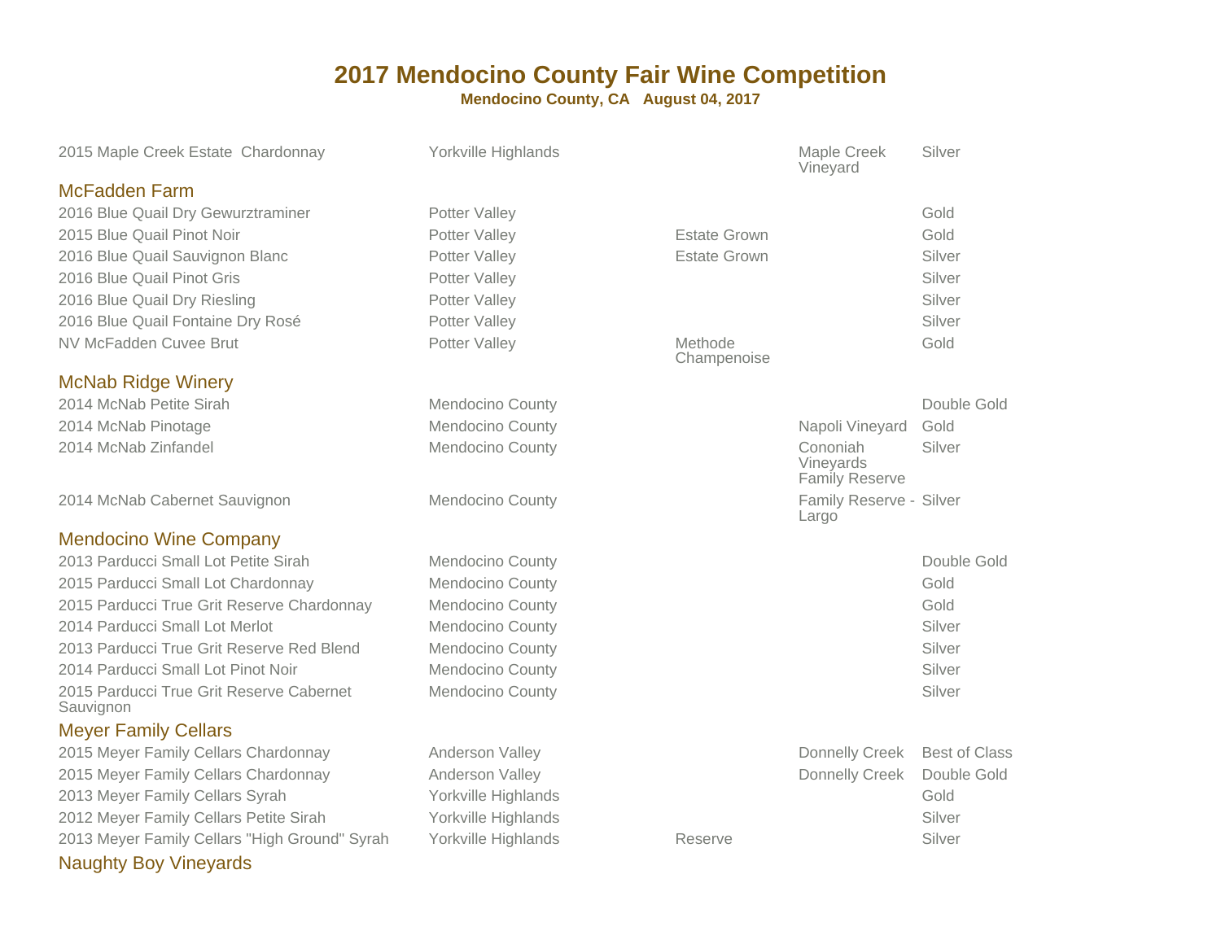# 2017 Mendocino County Fair Wine Competition

**Mendocino County, CA   August 04, 2017**

| Wine | Appellation | Designation | Vineyard | Award |
|---|---|---|---|---|
| 2015 Maple Creek Estate  Chardonnay | Yorkville Highlands | | Maple Creek Vineyard | Silver |

## McFadden Farm

| Wine | Appellation | Designation | Vineyard | Award |
|---|---|---|---|---|
| 2016 Blue Quail Dry Gewurztraminer | Potter Valley | | | Gold |
| 2015 Blue Quail Pinot Noir | Potter Valley | Estate Grown | | Gold |
| 2016 Blue Quail Sauvignon Blanc | Potter Valley | Estate Grown | | Silver |
| 2016 Blue Quail Pinot Gris | Potter Valley | | | Silver |
| 2016 Blue Quail Dry Riesling | Potter Valley | | | Silver |
| 2016 Blue Quail Fontaine Dry Rosé | Potter Valley | | | Silver |
| NV McFadden Cuvee Brut | Potter Valley | Methode Champenoise | | Gold |

## McNab Ridge Winery

| Wine | Appellation | Designation | Vineyard | Award |
|---|---|---|---|---|
| 2014 McNab Petite Sirah | Mendocino County | | | Double Gold |
| 2014 McNab Pinotage | Mendocino County | | Napoli Vineyard | Gold |
| 2014 McNab Zinfandel | Mendocino County | | Cononiah Vineyards Family Reserve | Silver |
| 2014 McNab Cabernet Sauvignon | Mendocino County | | Family Reserve - Largo | Silver |

## Mendocino Wine Company

| Wine | Appellation | Designation | Vineyard | Award |
|---|---|---|---|---|
| 2013 Parducci Small Lot Petite Sirah | Mendocino County | | | Double Gold |
| 2015 Parducci Small Lot Chardonnay | Mendocino County | | | Gold |
| 2015 Parducci True Grit Reserve Chardonnay | Mendocino County | | | Gold |
| 2014 Parducci Small Lot Merlot | Mendocino County | | | Silver |
| 2013 Parducci True Grit Reserve Red Blend | Mendocino County | | | Silver |
| 2014 Parducci Small Lot Pinot Noir | Mendocino County | | | Silver |
| 2015 Parducci True Grit Reserve Cabernet Sauvignon | Mendocino County | | | Silver |

## Meyer Family Cellars

| Wine | Appellation | Designation | Vineyard | Award |
|---|---|---|---|---|
| 2015 Meyer Family Cellars Chardonnay | Anderson Valley | | Donnelly Creek | Best of Class |
| 2015 Meyer Family Cellars Chardonnay | Anderson Valley | | Donnelly Creek | Double Gold |
| 2013 Meyer Family Cellars Syrah | Yorkville Highlands | | | Gold |
| 2012 Meyer Family Cellars Petite Sirah | Yorkville Highlands | | | Silver |
| 2013 Meyer Family Cellars "High Ground" Syrah | Yorkville Highlands | Reserve | | Silver |

## Naughty Boy Vineyards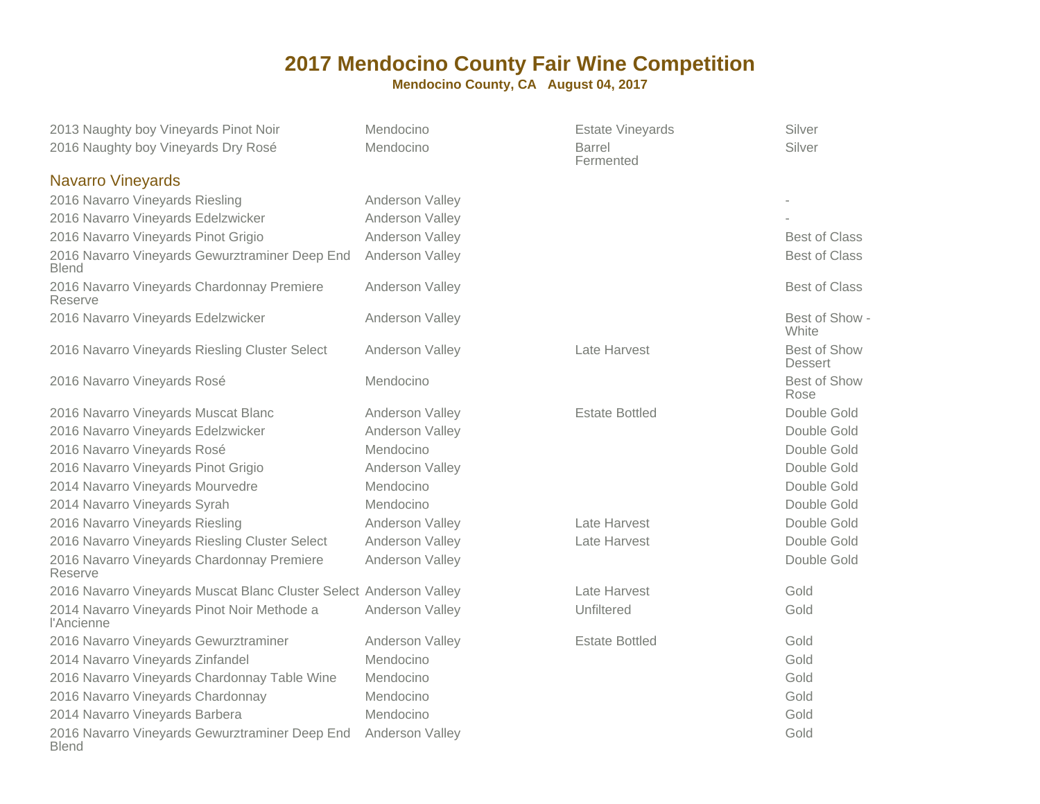# 2017 Mendocino County Fair Wine Competition

**Mendocino County, CA August 04, 2017**

| | | | |
|---|---|---|---|
| 2013 Naughty boy Vineyards Pinot Noir | Mendocino | Estate Vineyards | Silver |
| 2016 Naughty boy Vineyards Dry Rosé | Mendocino | Barrel Fermented | Silver |

## Navarro Vineyards

| | | | |
|---|---|---|---|
| 2016 Navarro Vineyards Riesling | Anderson Valley | | - |
| 2016 Navarro Vineyards Edelzwicker | Anderson Valley | | - |
| 2016 Navarro Vineyards Pinot Grigio | Anderson Valley | | Best of Class |
| 2016 Navarro Vineyards Gewurztraminer Deep End Blend | Anderson Valley | | Best of Class |
| 2016 Navarro Vineyards Chardonnay Premiere Reserve | Anderson Valley | | Best of Class |
| 2016 Navarro Vineyards Edelzwicker | Anderson Valley | | Best of Show - White |
| 2016 Navarro Vineyards Riesling Cluster Select | Anderson Valley | Late Harvest | Best of Show Dessert |
| 2016 Navarro Vineyards Rosé | Mendocino | | Best of Show Rose |
| 2016 Navarro Vineyards Muscat Blanc | Anderson Valley | Estate Bottled | Double Gold |
| 2016 Navarro Vineyards Edelzwicker | Anderson Valley | | Double Gold |
| 2016 Navarro Vineyards Rosé | Mendocino | | Double Gold |
| 2016 Navarro Vineyards Pinot Grigio | Anderson Valley | | Double Gold |
| 2014 Navarro Vineyards Mourvedre | Mendocino | | Double Gold |
| 2014 Navarro Vineyards Syrah | Mendocino | | Double Gold |
| 2016 Navarro Vineyards Riesling | Anderson Valley | Late Harvest | Double Gold |
| 2016 Navarro Vineyards Riesling Cluster Select | Anderson Valley | Late Harvest | Double Gold |
| 2016 Navarro Vineyards Chardonnay Premiere Reserve | Anderson Valley | | Double Gold |
| 2016 Navarro Vineyards Muscat Blanc Cluster Select | Anderson Valley | Late Harvest | Gold |
| 2014 Navarro Vineyards Pinot Noir Methode a l'Ancienne | Anderson Valley | Unfiltered | Gold |
| 2016 Navarro Vineyards Gewurztraminer | Anderson Valley | Estate Bottled | Gold |
| 2014 Navarro Vineyards Zinfandel | Mendocino | | Gold |
| 2016 Navarro Vineyards Chardonnay Table Wine | Mendocino | | Gold |
| 2016 Navarro Vineyards Chardonnay | Mendocino | | Gold |
| 2014 Navarro Vineyards Barbera | Mendocino | | Gold |
| 2016 Navarro Vineyards Gewurztraminer Deep End Blend | Anderson Valley | | Gold |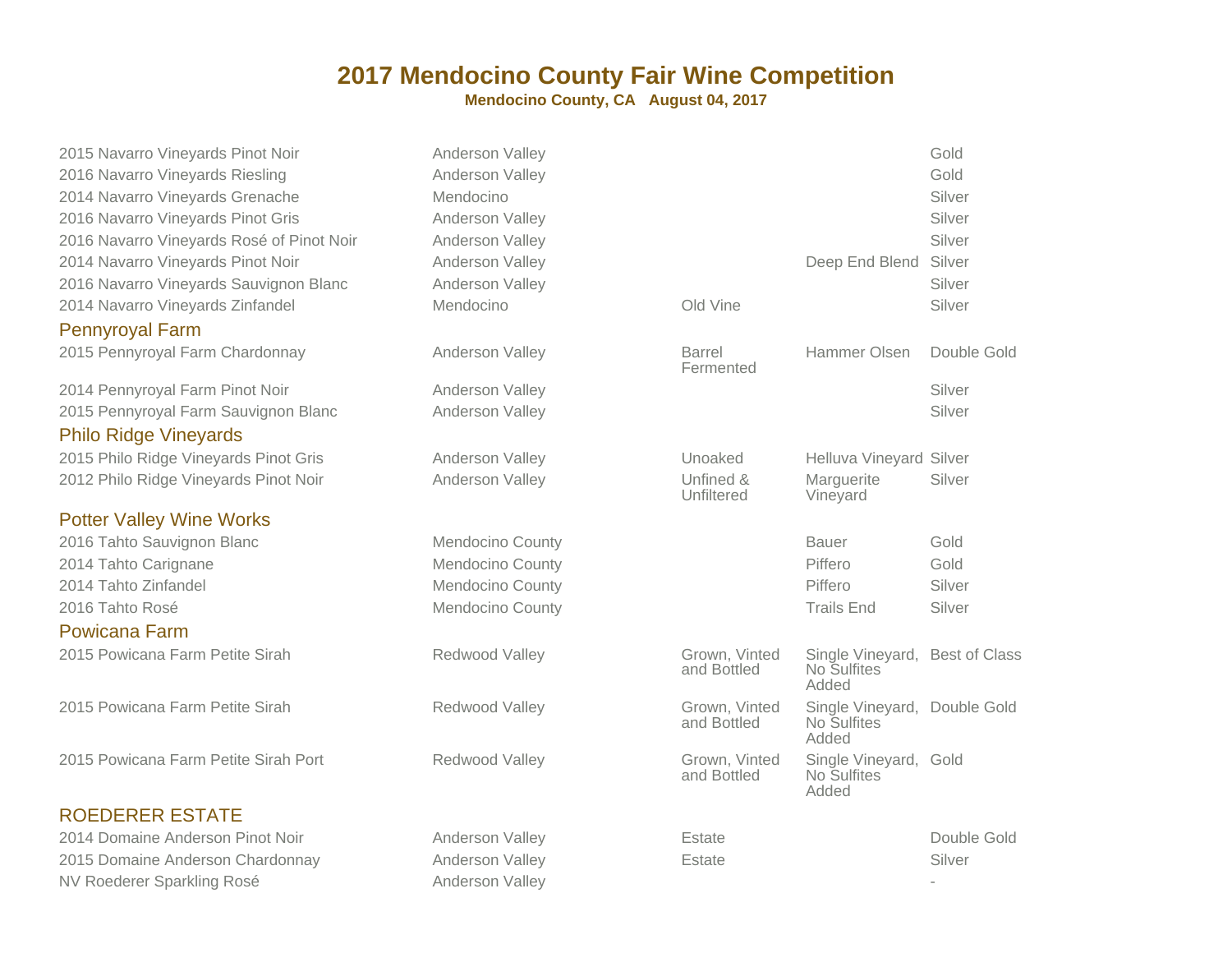# 2017 Mendocino County Fair Wine Competition

**Mendocino County, CA   August 04, 2017**

| | | | | |
|---|---|---|---|---|
| 2015 Navarro Vineyards Pinot Noir | Anderson Valley | | | Gold |
| 2016 Navarro Vineyards Riesling | Anderson Valley | | | Gold |
| 2014 Navarro Vineyards Grenache | Mendocino | | | Silver |
| 2016 Navarro Vineyards Pinot Gris | Anderson Valley | | | Silver |
| 2016 Navarro Vineyards Rosé of Pinot Noir | Anderson Valley | | | Silver |
| 2014 Navarro Vineyards Pinot Noir | Anderson Valley | | Deep End Blend | Silver |
| 2016 Navarro Vineyards Sauvignon Blanc | Anderson Valley | | | Silver |
| 2014 Navarro Vineyards Zinfandel | Mendocino | Old Vine | | Silver |

## Pennyroyal Farm

| | | | | |
|---|---|---|---|---|
| 2015 Pennyroyal Farm Chardonnay | Anderson Valley | Barrel Fermented | Hammer Olsen | Double Gold |
| 2014 Pennyroyal Farm Pinot Noir | Anderson Valley | | | Silver |
| 2015 Pennyroyal Farm Sauvignon Blanc | Anderson Valley | | | Silver |

## Philo Ridge Vineyards

| | | | | |
|---|---|---|---|---|
| 2015 Philo Ridge Vineyards Pinot Gris | Anderson Valley | Unoaked | Helluva Vineyard | Silver |
| 2012 Philo Ridge Vineyards Pinot Noir | Anderson Valley | Unfined & Unfiltered | Marguerite Vineyard | Silver |

## Potter Valley Wine Works

| | | | | |
|---|---|---|---|---|
| 2016 Tahto Sauvignon Blanc | Mendocino County | | Bauer | Gold |
| 2014 Tahto Carignane | Mendocino County | | Piffero | Gold |
| 2014 Tahto Zinfandel | Mendocino County | | Piffero | Silver |
| 2016 Tahto Rosé | Mendocino County | | Trails End | Silver |

## Powicana Farm

| | | | | |
|---|---|---|---|---|
| 2015 Powicana Farm Petite Sirah | Redwood Valley | Grown, Vinted and Bottled | Single Vineyard, No Sulfites Added | Best of Class |
| 2015 Powicana Farm Petite Sirah | Redwood Valley | Grown, Vinted and Bottled | Single Vineyard, No Sulfites Added | Double Gold |
| 2015 Powicana Farm Petite Sirah Port | Redwood Valley | Grown, Vinted and Bottled | Single Vineyard, No Sulfites Added | Gold |

## ROEDERER ESTATE

| | | | | |
|---|---|---|---|---|
| 2014 Domaine Anderson Pinot Noir | Anderson Valley | Estate | | Double Gold |
| 2015 Domaine Anderson Chardonnay | Anderson Valley | Estate | | Silver |
| NV Roederer Sparkling Rosé | Anderson Valley | | | - |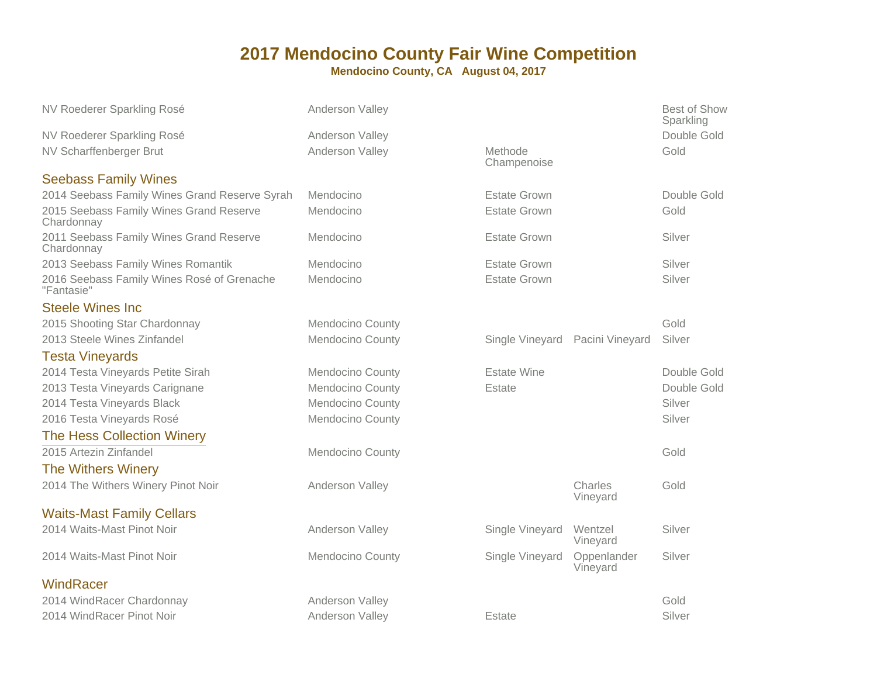# 2017 Mendocino County Fair Wine Competition

**Mendocino County, CA August 04, 2017**

| Wine | Appellation | Designation | Vineyard | Award |
|---|---|---|---|---|
| NV Roederer Sparkling Rosé | Anderson Valley | | | Best of Show Sparkling |
| NV Roederer Sparkling Rosé | Anderson Valley | | | Double Gold |
| NV Scharffenberger Brut | Anderson Valley | Methode Champenoise | | Gold |
| **Seebass Family Wines** | | | | |
| 2014 Seebass Family Wines Grand Reserve Syrah | Mendocino | Estate Grown | | Double Gold |
| 2015 Seebass Family Wines Grand Reserve Chardonnay | Mendocino | Estate Grown | | Gold |
| 2011 Seebass Family Wines Grand Reserve Chardonnay | Mendocino | Estate Grown | | Silver |
| 2013 Seebass Family Wines Romantik | Mendocino | Estate Grown | | Silver |
| 2016 Seebass Family Wines Rosé of Grenache "Fantasie" | Mendocino | Estate Grown | | Silver |
| **Steele Wines Inc** | | | | |
| 2015 Shooting Star Chardonnay | Mendocino County | | | Gold |
| 2013 Steele Wines Zinfandel | Mendocino County | Single Vineyard | Pacini Vineyard | Silver |
| **Testa Vineyards** | | | | |
| 2014 Testa Vineyards Petite Sirah | Mendocino County | Estate Wine | | Double Gold |
| 2013 Testa Vineyards Carignane | Mendocino County | Estate | | Double Gold |
| 2014 Testa Vineyards Black | Mendocino County | | | Silver |
| 2016 Testa Vineyards Rosé | Mendocino County | | | Silver |
| **The Hess Collection Winery** | | | | |
| 2015 Artezin Zinfandel | Mendocino County | | | Gold |
| **The Withers Winery** | | | | |
| 2014 The Withers Winery Pinot Noir | Anderson Valley | | Charles Vineyard | Gold |
| **Waits-Mast Family Cellars** | | | | |
| 2014 Waits-Mast Pinot Noir | Anderson Valley | Single Vineyard | Wentzel Vineyard | Silver |
| 2014 Waits-Mast Pinot Noir | Mendocino County | Single Vineyard | Oppenlander Vineyard | Silver |
| **WindRacer** | | | | |
| 2014 WindRacer Chardonnay | Anderson Valley | | | Gold |
| 2014 WindRacer Pinot Noir | Anderson Valley | Estate | | Silver |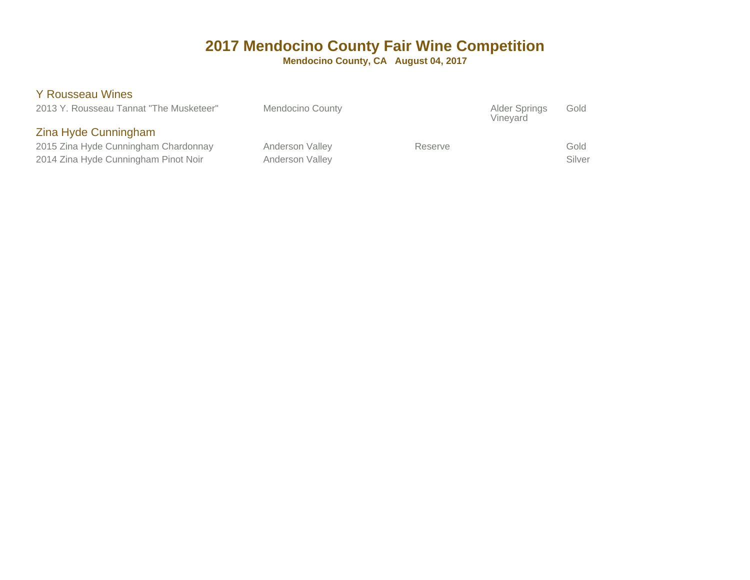# 2017 Mendocino County Fair Wine Competition

**Mendocino County, CA   August 04, 2017**

## Y Rousseau Wines

| | | | | |
|---|---|---|---|---|
| 2013 Y. Rousseau Tannat "The Musketeer" | Mendocino County | | Alder Springs Vineyard | Gold |

## Zina Hyde Cunningham

| | | | | |
|---|---|---|---|---|
| 2015 Zina Hyde Cunningham Chardonnay | Anderson Valley | Reserve | | Gold |
| 2014 Zina Hyde Cunningham Pinot Noir | Anderson Valley | | | Silver |